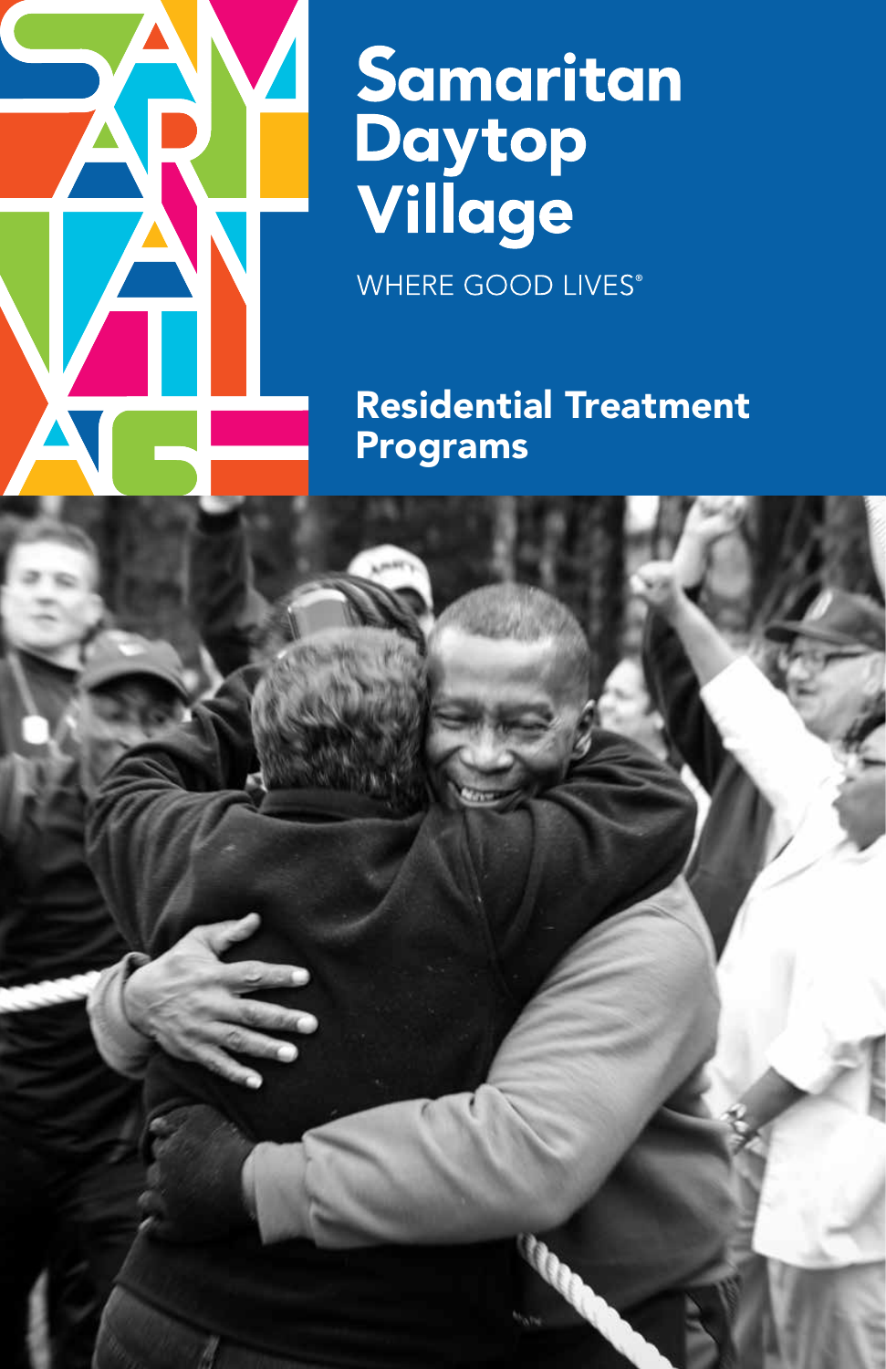# Samaritan Daytop Village

WHERE GOOD LIVES®

## Residential Treatment Programs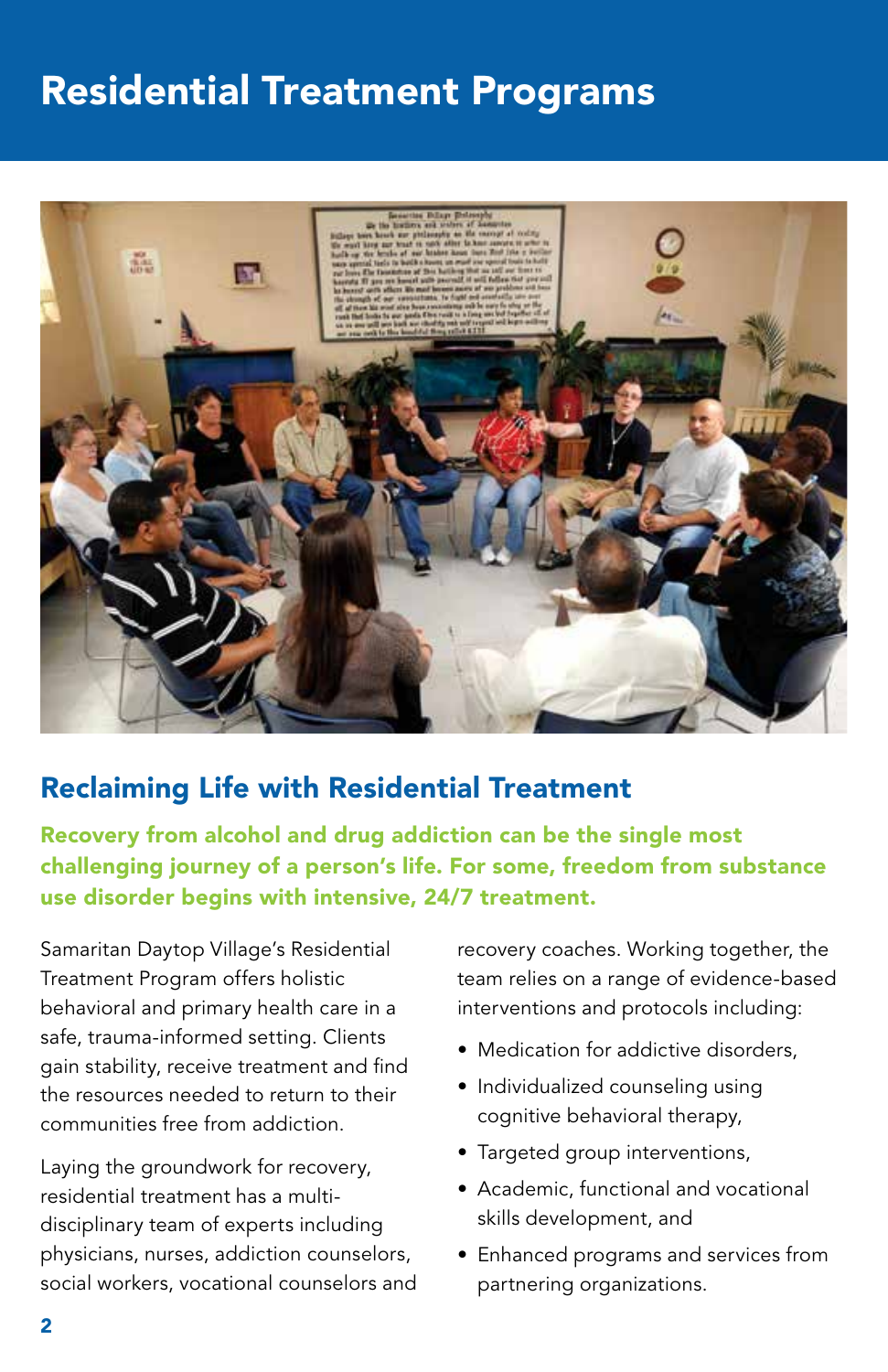# Residential Treatment Programs

## Reclaiming Life with Residential Treatment

**Recovery from alcohol and drug addiction can be the single most challenging journey of a person's life. For some, freedom from substance use disorder begins with intensive, 24/7 treatment.**

Samaritan Daytop Village's Residential Treatment Program offers holistic behavioral and primary health care in a safe, trauma-informed setting. Clients gain stability, receive treatment and find the resources needed to return to their communities free from addiction.

Laying the groundwork for recovery, residential treatment has a multi-disciplinary team of experts including physicians, nurses, addiction counselors, social workers, vocational counselors and recovery coaches. Working together, the team relies on a range of evidence-based interventions and protocols including:

- Medication for addictive disorders,
- Individualized counseling using cognitive behavioral therapy,
- Targeted group interventions,
- Academic, functional and vocational skills development, and
- Enhanced programs and services from partnering organizations.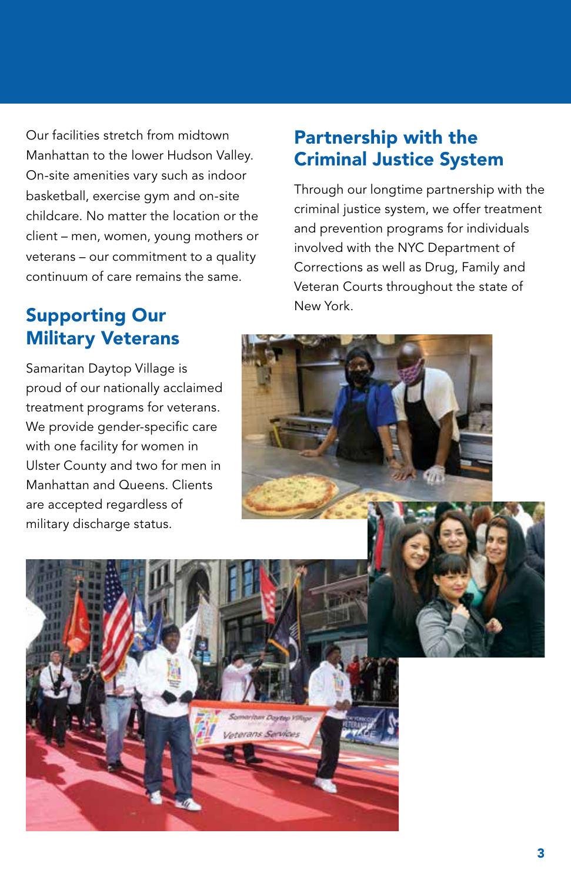Our facilities stretch from midtown Manhattan to the lower Hudson Valley. On-site amenities vary such as indoor basketball, exercise gym and on-site childcare. No matter the location or the client – men, women, young mothers or veterans – our commitment to a quality continuum of care remains the same.

## Supporting Our Military Veterans

Samaritan Daytop Village is proud of our nationally acclaimed treatment programs for veterans. We provide gender-specific care with one facility for women in Ulster County and two for men in Manhattan and Queens. Clients are accepted regardless of military discharge status.

## Partnership with the Criminal Justice System

Through our longtime partnership with the criminal justice system, we offer treatment and prevention programs for individuals involved with the NYC Department of Corrections as well as Drug, Family and Veteran Courts throughout the state of New York.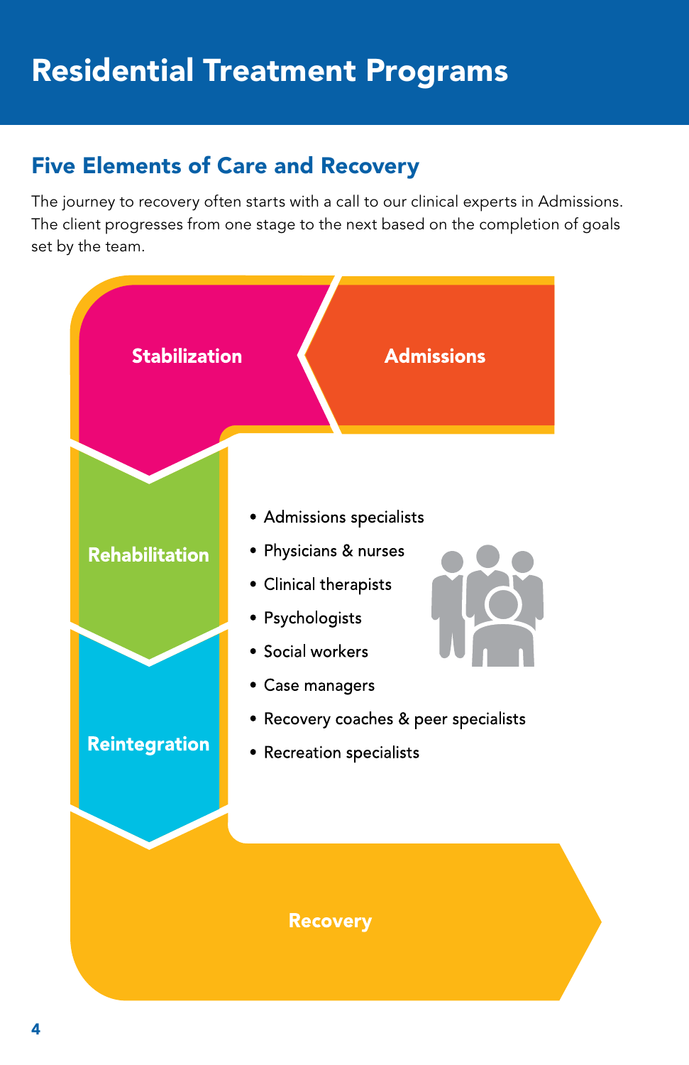# Residential Treatment Programs

## Five Elements of Care and Recovery

The journey to recovery often starts with a call to our clinical experts in Admissions. The client progresses from one stage to the next based on the completion of goals set by the team.

Admissions

Stabilization

Rehabilitation

Reintegration

Recovery

- Admissions specialists
- Physicians & nurses
- Clinical therapists
- Psychologists
- Social workers
- Case managers
- Recovery coaches & peer specialists
- Recreation specialists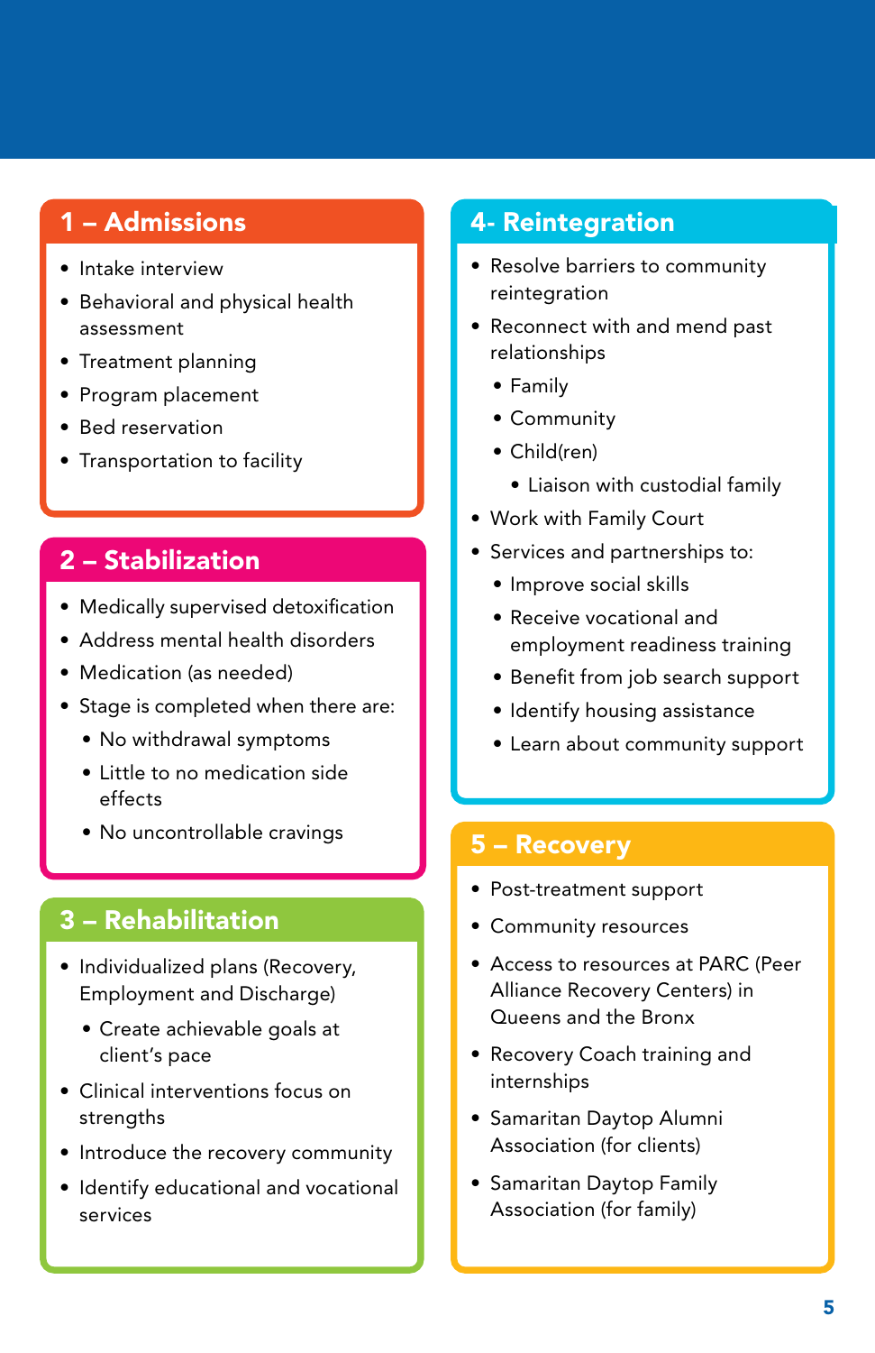## 1 – Admissions

- Intake interview
- Behavioral and physical health assessment
- Treatment planning
- Program placement
- Bed reservation
- Transportation to facility

## 2 – Stabilization

- Medically supervised detoxification
- Address mental health disorders
- Medication (as needed)
- Stage is completed when there are:
  - No withdrawal symptoms
  - Little to no medication side effects
  - No uncontrollable cravings

## 3 – Rehabilitation

- Individualized plans (Recovery, Employment and Discharge)
  - Create achievable goals at client's pace
- Clinical interventions focus on strengths
- Introduce the recovery community
- Identify educational and vocational services

## 4- Reintegration

- Resolve barriers to community reintegration
- Reconnect with and mend past relationships
  - Family
  - Community
  - Child(ren)
    - Liaison with custodial family
- Work with Family Court
- Services and partnerships to:
  - Improve social skills
  - Receive vocational and employment readiness training
  - Benefit from job search support
  - Identify housing assistance
  - Learn about community support

## 5 – Recovery

- Post-treatment support
- Community resources
- Access to resources at PARC (Peer Alliance Recovery Centers) in Queens and the Bronx
- Recovery Coach training and internships
- Samaritan Daytop Alumni Association (for clients)
- Samaritan Daytop Family Association (for family)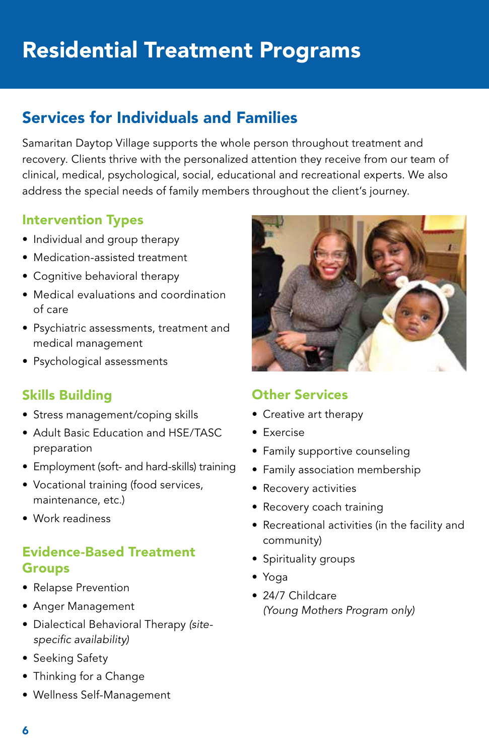# Residential Treatment Programs

## Services for Individuals and Families

Samaritan Daytop Village supports the whole person throughout treatment and recovery. Clients thrive with the personalized attention they receive from our team of clinical, medical, psychological, social, educational and recreational experts. We also address the special needs of family members throughout the client's journey.

### Intervention Types

- Individual and group therapy
- Medication-assisted treatment
- Cognitive behavioral therapy
- Medical evaluations and coordination of care
- Psychiatric assessments, treatment and medical management
- Psychological assessments

### Skills Building

- Stress management/coping skills
- Adult Basic Education and HSE/TASC preparation
- Employment (soft- and hard-skills) training
- Vocational training (food services, maintenance, etc.)
- Work readiness

### Evidence-Based Treatment Groups

- Relapse Prevention
- Anger Management
- Dialectical Behavioral Therapy *(site-specific availability)*
- Seeking Safety
- Thinking for a Change
- Wellness Self-Management

### Other Services

- Creative art therapy
- Exercise
- Family supportive counseling
- Family association membership
- Recovery activities
- Recovery coach training
- Recreational activities (in the facility and community)
- Spirituality groups
- Yoga
- 24/7 Childcare *(Young Mothers Program only)*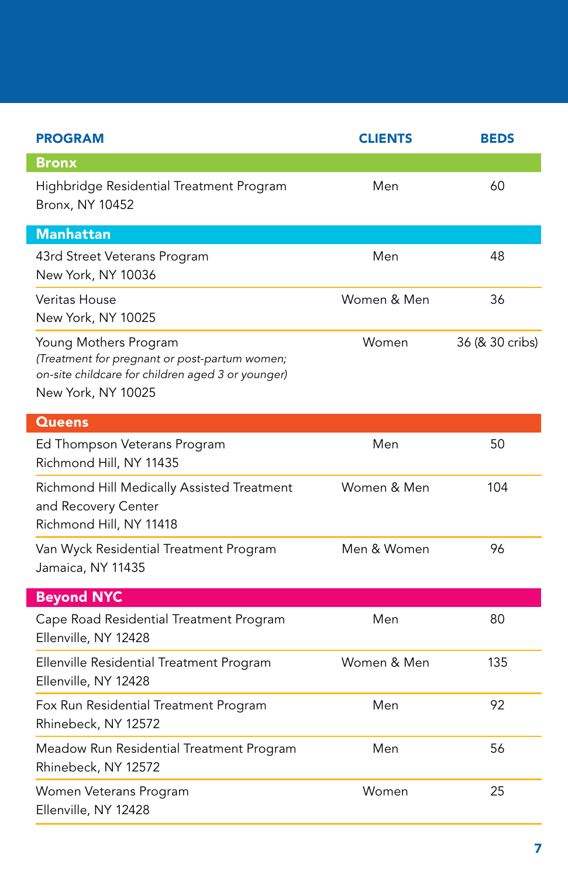| PROGRAM | CLIENTS | BEDS |
|---|---|---|
| **Bronx** | | |
| Highbridge Residential Treatment Program<br>Bronx, NY 10452 | Men | 60 |
| **Manhattan** | | |
| 43rd Street Veterans Program<br>New York, NY 10036 | Men | 48 |
| Veritas House<br>New York, NY 10025 | Women & Men | 36 |
| Young Mothers Program<br>*(Treatment for pregnant or post-partum women; on-site childcare for children aged 3 or younger)*<br>New York, NY 10025 | Women | 36 (& 30 cribs) |
| **Queens** | | |
| Ed Thompson Veterans Program<br>Richmond Hill, NY 11435 | Men | 50 |
| Richmond Hill Medically Assisted Treatment and Recovery Center<br>Richmond Hill, NY 11418 | Women & Men | 104 |
| Van Wyck Residential Treatment Program<br>Jamaica, NY 11435 | Men & Women | 96 |
| **Beyond NYC** | | |
| Cape Road Residential Treatment Program<br>Ellenville, NY 12428 | Men | 80 |
| Ellenville Residential Treatment Program<br>Ellenville, NY 12428 | Women & Men | 135 |
| Fox Run Residential Treatment Program<br>Rhinebeck, NY 12572 | Men | 92 |
| Meadow Run Residential Treatment Program<br>Rhinebeck, NY 12572 | Men | 56 |
| Women Veterans Program<br>Ellenville, NY 12428 | Women | 25 |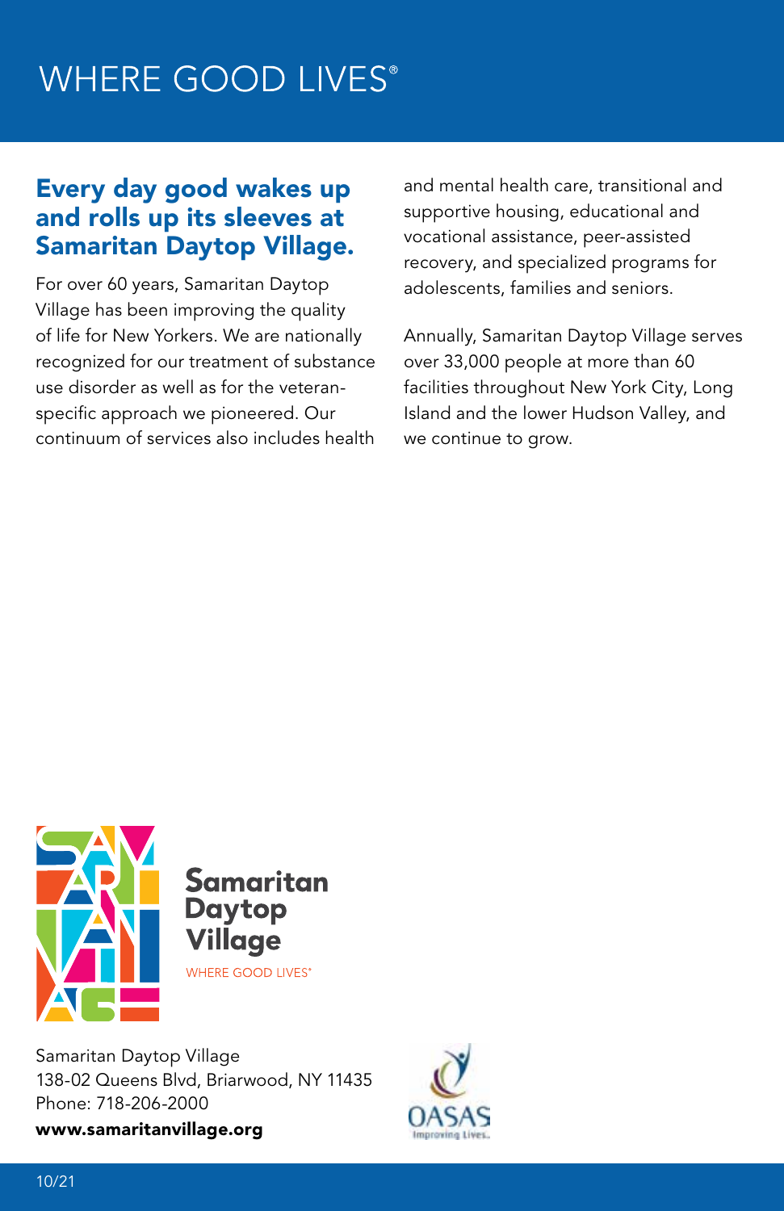# WHERE GOOD LIVES®

## Every day good wakes up and rolls up its sleeves at Samaritan Daytop Village.

For over 60 years, Samaritan Daytop Village has been improving the quality of life for New Yorkers. We are nationally recognized for our treatment of substance use disorder as well as for the veteran-specific approach we pioneered. Our continuum of services also includes health and mental health care, transitional and supportive housing, educational and vocational assistance, peer-assisted recovery, and specialized programs for adolescents, families and seniors.

Annually, Samaritan Daytop Village serves over 33,000 people at more than 60 facilities throughout New York City, Long Island and the lower Hudson Valley, and we continue to grow.

Samaritan Daytop Village
WHERE GOOD LIVES®

Samaritan Daytop Village
138-02 Queens Blvd, Briarwood, NY 11435
Phone: 718-206-2000
**www.samaritanvillage.org**

OASAS
Improving Lives.

10/21